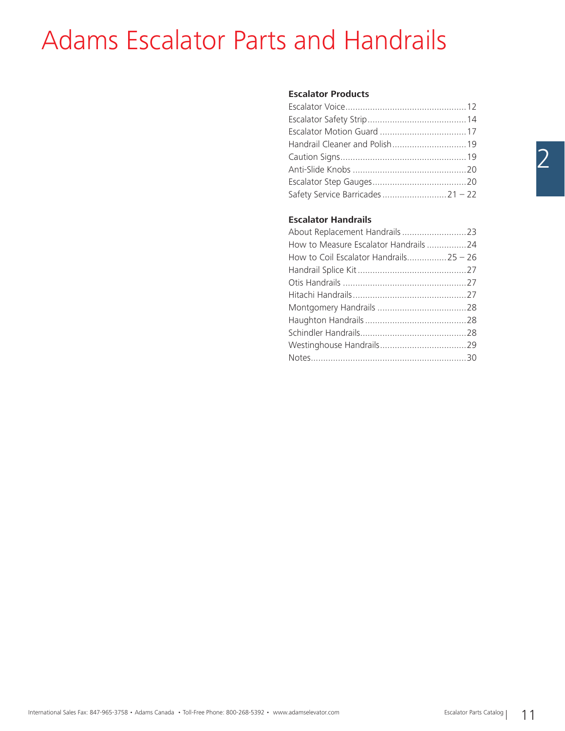# Adams Escalator Parts and Handrails

### Escalator Products

| | |
|---|---|
| Escalator Voice | 12 |
| Escalator Safety Strip | 14 |
| Escalator Motion Guard | 17 |
| Handrail Cleaner and Polish | 19 |
| Caution Signs | 19 |
| Anti-Slide Knobs | 20 |
| Escalator Step Gauges | 20 |
| Safety Service Barricades | 21 – 22 |

### Escalator Handrails

| | |
|---|---|
| About Replacement Handrails | 23 |
| How to Measure Escalator Handrails | 24 |
| How to Coil Escalator Handrails | 25 – 26 |
| Handrail Splice Kit | 27 |
| Otis Handrails | 27 |
| Hitachi Handrails | 27 |
| Montgomery Handrails | 28 |
| Haughton Handrails | 28 |
| Schindler Handrails | 28 |
| Westinghouse Handrails | 29 |
| Notes | 30 |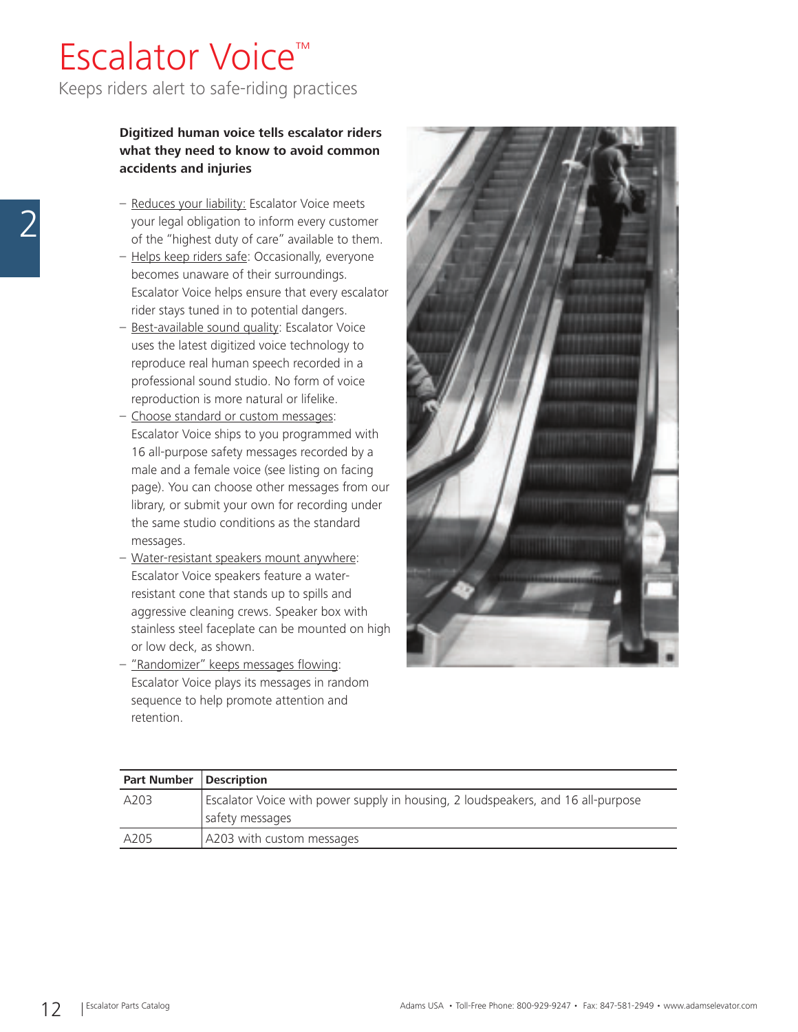# Escalator Voice™

Keeps riders alert to safe-riding practices

**Digitized human voice tells escalator riders what they need to know to avoid common accidents and injuries**

- Reduces your liability: Escalator Voice meets your legal obligation to inform every customer of the "highest duty of care" available to them.
- Helps keep riders safe: Occasionally, everyone becomes unaware of their surroundings. Escalator Voice helps ensure that every escalator rider stays tuned in to potential dangers.
- Best-available sound quality: Escalator Voice uses the latest digitized voice technology to reproduce real human speech recorded in a professional sound studio. No form of voice reproduction is more natural or lifelike.
- Choose standard or custom messages: Escalator Voice ships to you programmed with 16 all-purpose safety messages recorded by a male and a female voice (see listing on facing page). You can choose other messages from our library, or submit your own for recording under the same studio conditions as the standard messages.
- Water-resistant speakers mount anywhere: Escalator Voice speakers feature a water-resistant cone that stands up to spills and aggressive cleaning crews. Speaker box with stainless steel faceplate can be mounted on high or low deck, as shown.
- "Randomizer" keeps messages flowing: Escalator Voice plays its messages in random sequence to help promote attention and retention.

| Part Number | Description |
|---|---|
| A203 | Escalator Voice with power supply in housing, 2 loudspeakers, and 16 all-purpose safety messages |
| A205 | A203 with custom messages |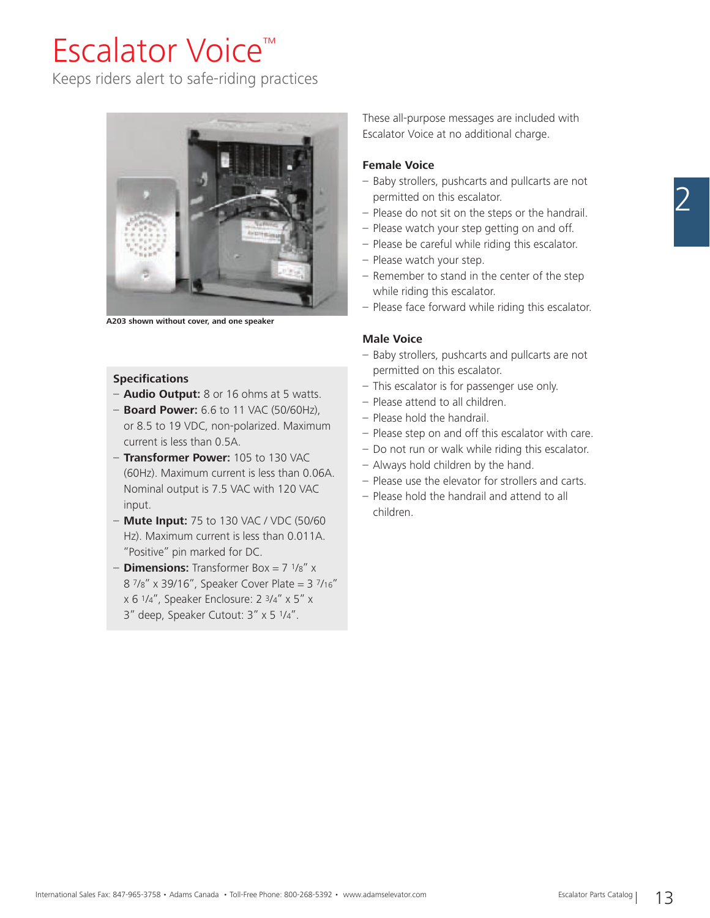# Escalator Voice™

Keeps riders alert to safe-riding practices

A203 shown without cover, and one speaker

### Specifications

- **Audio Output:** 8 or 16 ohms at 5 watts.
- **Board Power:** 6.6 to 11 VAC (50/60Hz), or 8.5 to 19 VDC, non-polarized. Maximum current is less than 0.5A.
- **Transformer Power:** 105 to 130 VAC (60Hz). Maximum current is less than 0.06A. Nominal output is 7.5 VAC with 120 VAC input.
- **Mute Input:** 75 to 130 VAC / VDC (50/60 Hz). Maximum current is less than 0.011A. "Positive" pin marked for DC.
- **Dimensions:** Transformer Box = 7 1/8" x 8 7/8" x 39/16", Speaker Cover Plate = 3 7/16" x 6 1/4", Speaker Enclosure: 2 3/4" x 5" x 3" deep, Speaker Cutout: 3" x 5 1/4".

These all-purpose messages are included with Escalator Voice at no additional charge.

### Female Voice

- Baby strollers, pushcarts and pullcarts are not permitted on this escalator.
- Please do not sit on the steps or the handrail.
- Please watch your step getting on and off.
- Please be careful while riding this escalator.
- Please watch your step.
- Remember to stand in the center of the step while riding this escalator.
- Please face forward while riding this escalator.

### Male Voice

- Baby strollers, pushcarts and pullcarts are not permitted on this escalator.
- This escalator is for passenger use only.
- Please attend to all children.
- Please hold the handrail.
- Please step on and off this escalator with care.
- Do not run or walk while riding this escalator.
- Always hold children by the hand.
- Please use the elevator for strollers and carts.
- Please hold the handrail and attend to all children.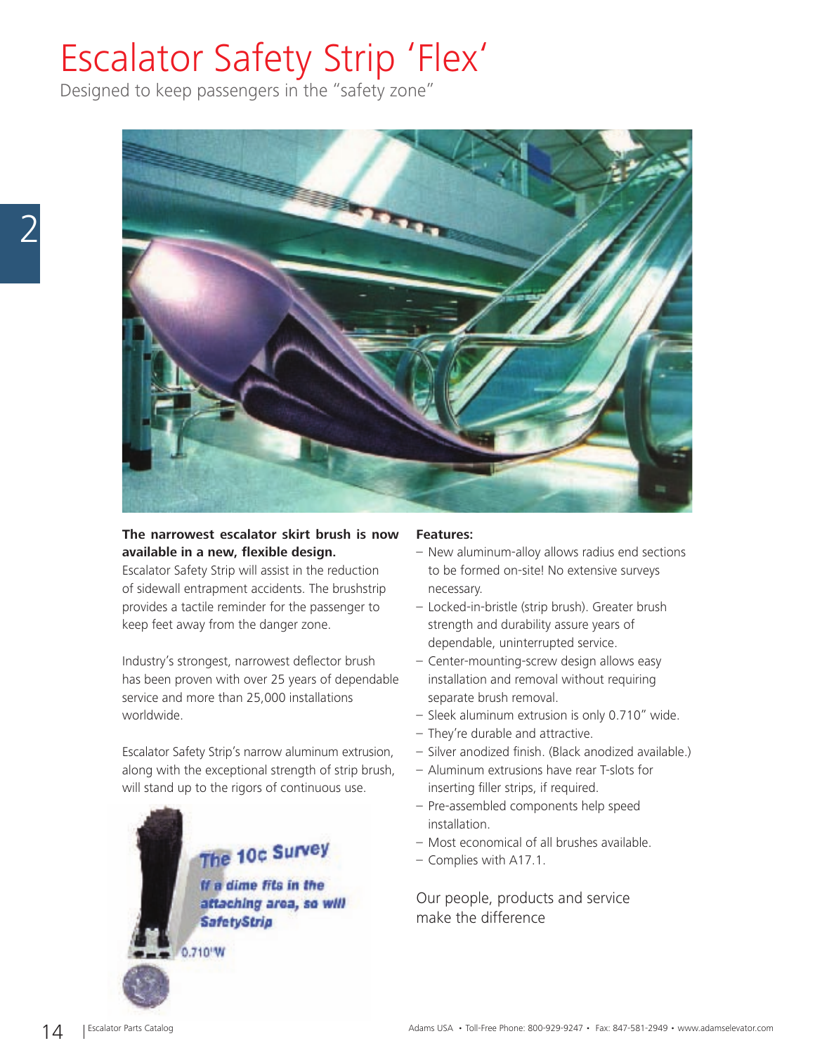# Escalator Safety Strip 'Flex'

Designed to keep passengers in the "safety zone"

**The narrowest escalator skirt brush is now available in a new, flexible design.**
Escalator Safety Strip will assist in the reduction of sidewall entrapment accidents. The brushstrip provides a tactile reminder for the passenger to keep feet away from the danger zone.

Industry's strongest, narrowest deflector brush has been proven with over 25 years of dependable service and more than 25,000 installations worldwide.

Escalator Safety Strip's narrow aluminum extrusion, along with the exceptional strength of strip brush, will stand up to the rigors of continuous use.

**Features:**

- New aluminum-alloy allows radius end sections to be formed on-site! No extensive surveys necessary.
- Locked-in-bristle (strip brush). Greater brush strength and durability assure years of dependable, uninterrupted service.
- Center-mounting-screw design allows easy installation and removal without requiring separate brush removal.
- Sleek aluminum extrusion is only 0.710" wide.
- They're durable and attractive.
- Silver anodized finish. (Black anodized available.)
- Aluminum extrusions have rear T-slots for inserting filler strips, if required.
- Pre-assembled components help speed installation.
- Most economical of all brushes available.
- Complies with A17.1.

Our people, products and service make the difference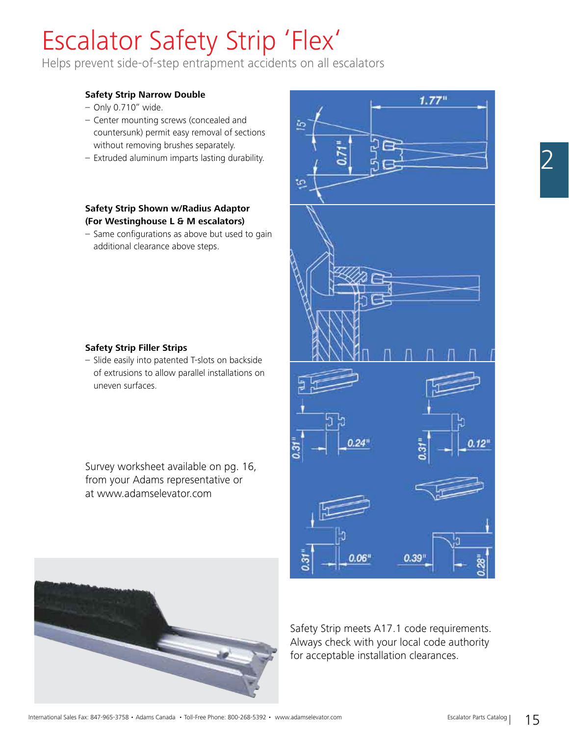# Escalator Safety Strip 'Flex'

Helps prevent side-of-step entrapment accidents on all escalators

**Safety Strip Narrow Double**

- Only 0.710" wide.
- Center mounting screws (concealed and countersunk) permit easy removal of sections without removing brushes separately.
- Extruded aluminum imparts lasting durability.

**Safety Strip Shown w/Radius Adaptor (For Westinghouse L & M escalators)**

- Same configurations as above but used to gain additional clearance above steps.

**Safety Strip Filler Strips**

- Slide easily into patented T-slots on backside of extrusions to allow parallel installations on uneven surfaces.

Survey worksheet available on pg. 16, from your Adams representative or at www.adamselevator.com

Safety Strip meets A17.1 code requirements. Always check with your local code authority for acceptable installation clearances.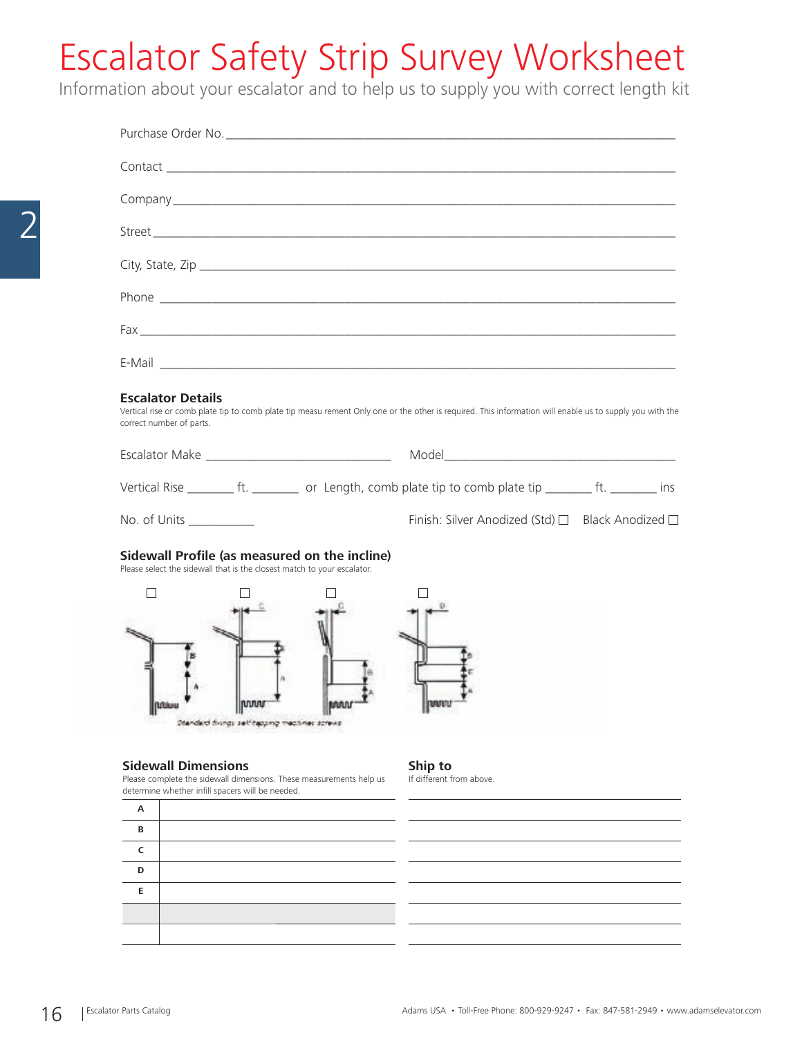# Escalator Safety Strip Survey Worksheet

Information about your escalator and to help us to supply you with correct length kit

Purchase Order No. ______________________________

Contact ______________________________

Company ______________________________

Street ______________________________

City, State, Zip ______________________________

Phone ______________________________

Fax ______________________________

E-Mail ______________________________

### Escalator Details

Vertical rise or comb plate tip to comb plate tip measu rement Only one or the other is required. This information will enable us to supply you with the correct number of parts.

Escalator Make ______________ Model ______________

Vertical Rise _______ ft. _______ or Length, comb plate tip to comb plate tip _______ ft. _______ ins

No. of Units __________ Finish: Silver Anodized (Std) ☐ Black Anodized ☐

### Sidewall Profile (as measured on the incline)

Please select the sidewall that is the closest match to your escalator.

☐ ☐ ☐ ☐

Standard fixings self-tapping machine screws

### Sidewall Dimensions

Please complete the sidewall dimensions. These measurements help us determine whether infill spacers will be needed.

| | |
|---|---|
| A | |
| B | |
| C | |
| D | |
| E | |
| | |
| | |

### Ship to

If different from above.

______________________________

______________________________

______________________________

______________________________

______________________________

______________________________

______________________________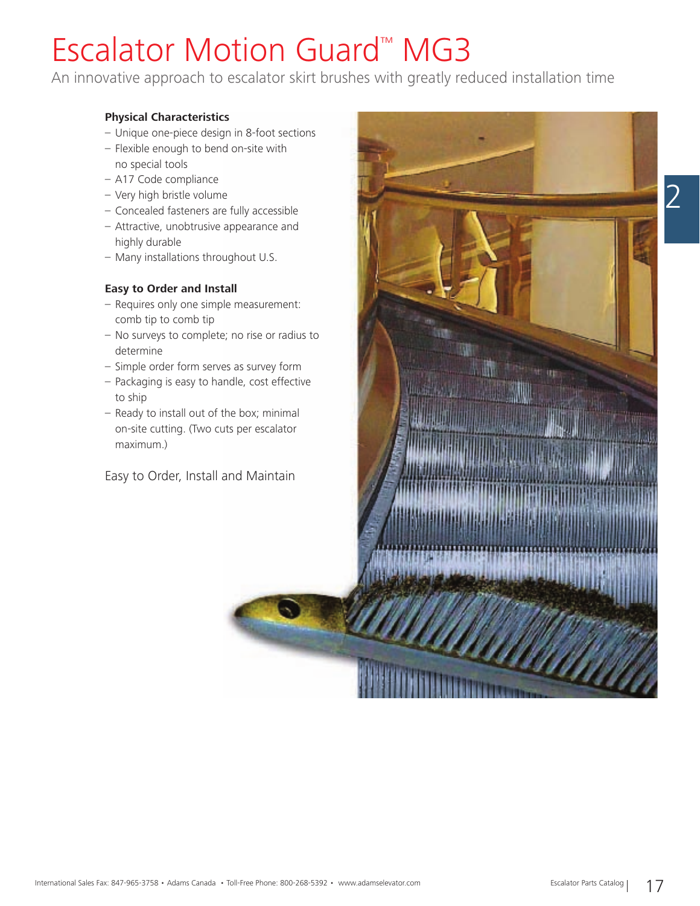# Escalator Motion Guard™ MG3

An innovative approach to escalator skirt brushes with greatly reduced installation time

**Physical Characteristics**

- Unique one-piece design in 8-foot sections
- Flexible enough to bend on-site with no special tools
- A17 Code compliance
- Very high bristle volume
- Concealed fasteners are fully accessible
- Attractive, unobtrusive appearance and highly durable
- Many installations throughout U.S.

**Easy to Order and Install**

- Requires only one simple measurement: comb tip to comb tip
- No surveys to complete; no rise or radius to determine
- Simple order form serves as survey form
- Packaging is easy to handle, cost effective to ship
- Ready to install out of the box; minimal on-site cutting. (Two cuts per escalator maximum.)

Easy to Order, Install and Maintain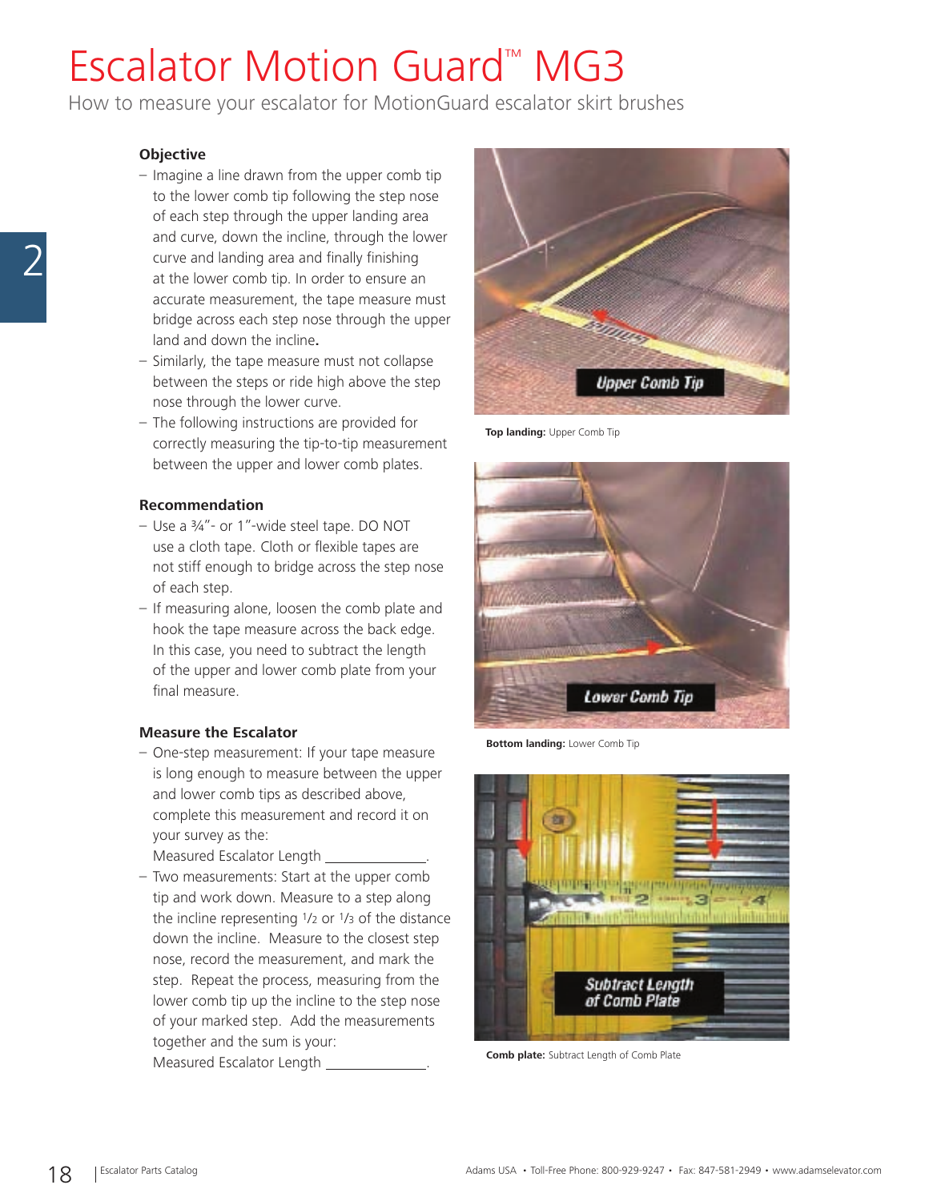# Escalator Motion Guard™ MG3

How to measure your escalator for MotionGuard escalator skirt brushes

### Objective

- Imagine a line drawn from the upper comb tip to the lower comb tip following the step nose of each step through the upper landing area and curve, down the incline, through the lower curve and landing area and finally finishing at the lower comb tip. In order to ensure an accurate measurement, the tape measure must bridge across each step nose through the upper land and down the incline.
- Similarly, the tape measure must not collapse between the steps or ride high above the step nose through the lower curve.
- The following instructions are provided for correctly measuring the tip-to-tip measurement between the upper and lower comb plates.

### Recommendation

- Use a ¾"- or 1"-wide steel tape. DO NOT use a cloth tape. Cloth or flexible tapes are not stiff enough to bridge across the step nose of each step.
- If measuring alone, loosen the comb plate and hook the tape measure across the back edge. In this case, you need to subtract the length of the upper and lower comb plate from your final measure.

### Measure the Escalator

- One-step measurement: If your tape measure is long enough to measure between the upper and lower comb tips as described above, complete this measurement and record it on your survey as the:
  Measured Escalator Length \_\_\_\_\_\_\_\_\_\_\_\_\_\_.
- Two measurements: Start at the upper comb tip and work down. Measure to a step along the incline representing 1/2 or 1/3 of the distance down the incline. Measure to the closest step nose, record the measurement, and mark the step. Repeat the process, measuring from the lower comb tip up the incline to the step nose of your marked step. Add the measurements together and the sum is your:
  Measured Escalator Length \_\_\_\_\_\_\_\_\_\_\_\_\_\_.

Upper Comb Tip

**Top landing:** Upper Comb Tip

Lower Comb Tip

**Bottom landing:** Lower Comb Tip

Subtract Length of Comb Plate

**Comb plate:** Subtract Length of Comb Plate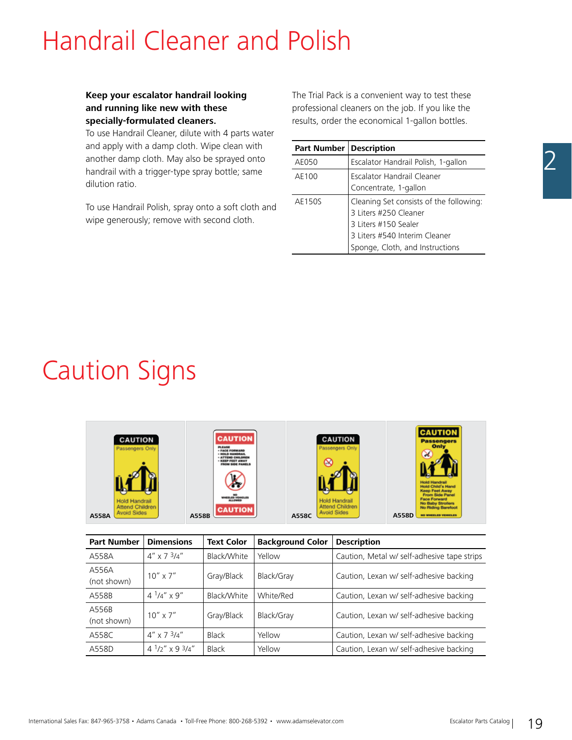# Handrail Cleaner and Polish

**Keep your escalator handrail looking and running like new with these specially-formulated cleaners.**
To use Handrail Cleaner, dilute with 4 parts water and apply with a damp cloth. Wipe clean with another damp cloth. May also be sprayed onto handrail with a trigger-type spray bottle; same dilution ratio.

To use Handrail Polish, spray onto a soft cloth and wipe generously; remove with second cloth.

The Trial Pack is a convenient way to test these professional cleaners on the job. If you like the results, order the economical 1-gallon bottles.

| Part Number | Description |
|---|---|
| AE050 | Escalator Handrail Polish, 1-gallon |
| AE100 | Escalator Handrail Cleaner Concentrate, 1-gallon |
| AE150S | Cleaning Set consists of the following:<br>3 Liters #250 Cleaner<br>3 Liters #150 Sealer<br>3 Liters #540 Interim Cleaner<br>Sponge, Cloth, and Instructions |

# Caution Signs

A558A A558B A558C A558D

| Part Number | Dimensions | Text Color | Background Color | Description |
|---|---|---|---|---|
| A558A | 4" x 7 3/4" | Black/White | Yellow | Caution, Metal w/ self-adhesive tape strips |
| A556A (not shown) | 10" x 7" | Gray/Black | Black/Gray | Caution, Lexan w/ self-adhesive backing |
| A558B | 4 1/4" x 9" | Black/White | White/Red | Caution, Lexan w/ self-adhesive backing |
| A556B (not shown) | 10" x 7" | Gray/Black | Black/Gray | Caution, Lexan w/ self-adhesive backing |
| A558C | 4" x 7 3/4" | Black | Yellow | Caution, Lexan w/ self-adhesive backing |
| A558D | 4 1/2" x 9 3/4" | Black | Yellow | Caution, Lexan w/ self-adhesive backing |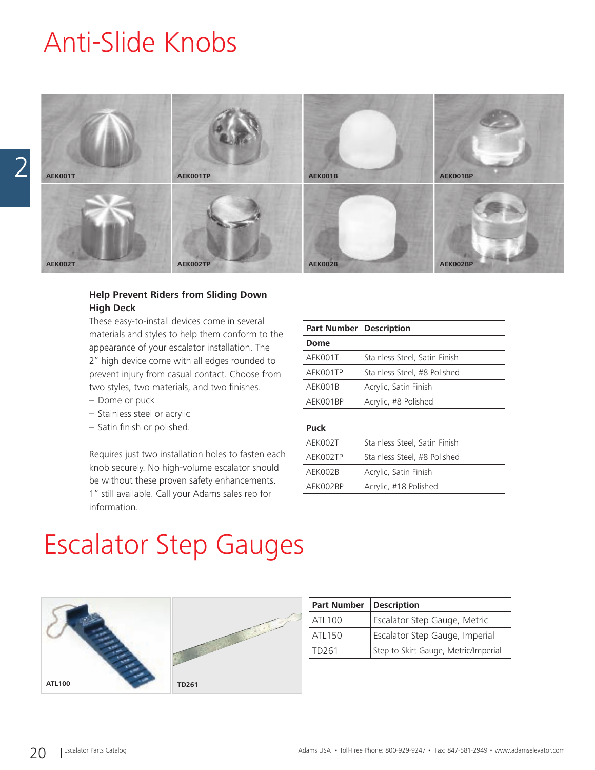# Anti-Slide Knobs

AEK001T AEK001TP AEK001B AEK001BP

AEK002T AEK002TP AEK002B AEK002BP

**Help Prevent Riders from Sliding Down High Deck**

These easy-to-install devices come in several materials and styles to help them conform to the appearance of your escalator installation. The 2" high device come with all edges rounded to prevent injury from casual contact. Choose from two styles, two materials, and two finishes.

- Dome or puck
- Stainless steel or acrylic
- Satin finish or polished.

Requires just two installation holes to fasten each knob securely. No high-volume escalator should be without these proven safety enhancements. 1" still available. Call your Adams sales rep for information.

| Part Number | Description |
|---|---|
| **Dome** | |
| AEK001T | Stainless Steel, Satin Finish |
| AEK001TP | Stainless Steel, #8 Polished |
| AEK001B | Acrylic, Satin Finish |
| AEK001BP | Acrylic, #8 Polished |
| **Puck** | |
| AEK002T | Stainless Steel, Satin Finish |
| AEK002TP | Stainless Steel, #8 Polished |
| AEK002B | Acrylic, Satin Finish |
| AEK002BP | Acrylic, #18 Polished |

# Escalator Step Gauges

ATL100 TD261

| Part Number | Description |
|---|---|
| ATL100 | Escalator Step Gauge, Metric |
| ATL150 | Escalator Step Gauge, Imperial |
| TD261 | Step to Skirt Gauge, Metric/Imperial |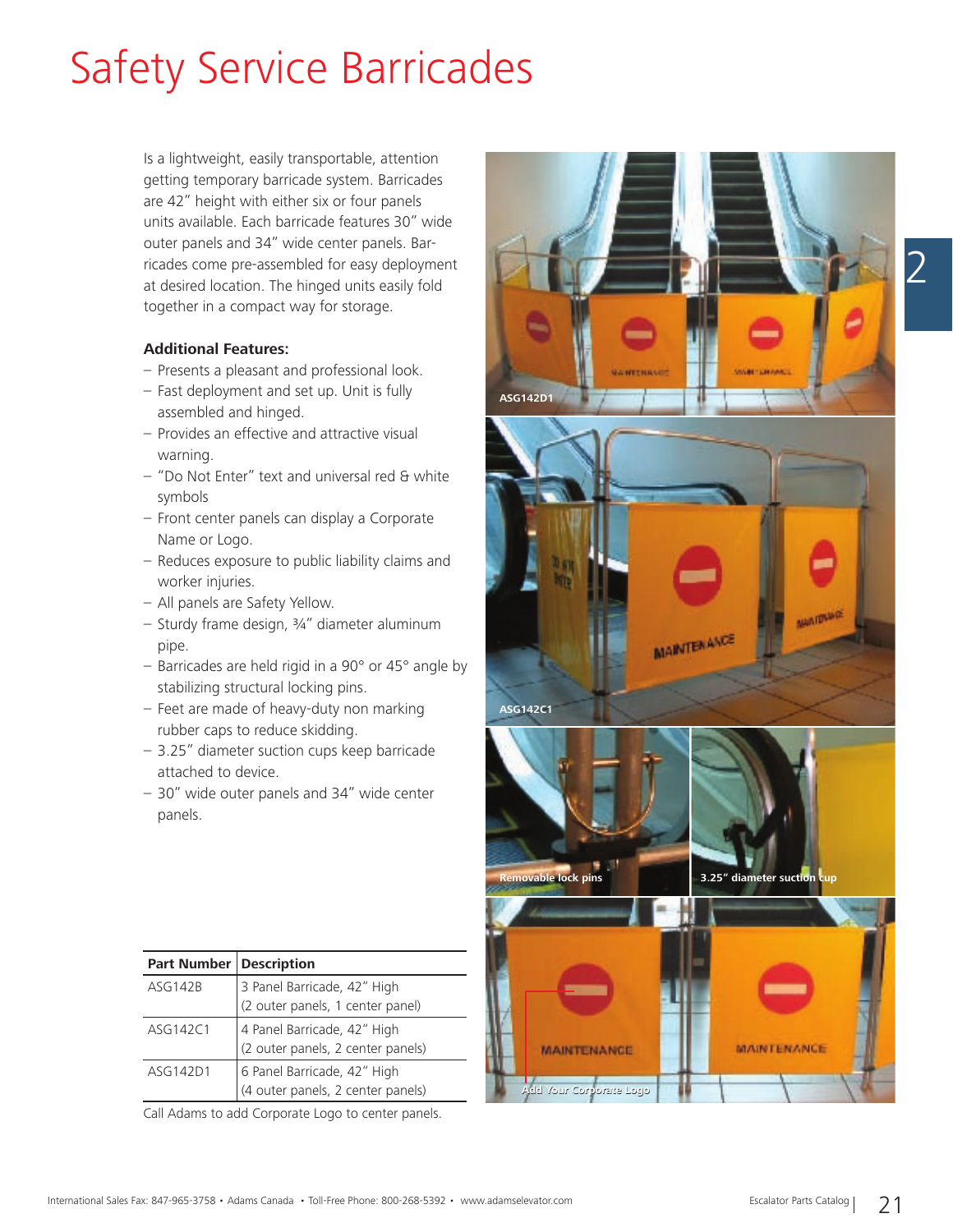# Safety Service Barricades

Is a lightweight, easily transportable, attention getting temporary barricade system. Barricades are 42" height with either six or four panels units available. Each barricade features 30" wide outer panels and 34" wide center panels. Barricades come pre-assembled for easy deployment at desired location. The hinged units easily fold together in a compact way for storage.

**Additional Features:**

- Presents a pleasant and professional look.
- Fast deployment and set up. Unit is fully assembled and hinged.
- Provides an effective and attractive visual warning.
- "Do Not Enter" text and universal red & white symbols
- Front center panels can display a Corporate Name or Logo.
- Reduces exposure to public liability claims and worker injuries.
- All panels are Safety Yellow.
- Sturdy frame design, ¾" diameter aluminum pipe.
- Barricades are held rigid in a 90° or 45° angle by stabilizing structural locking pins.
- Feet are made of heavy-duty non marking rubber caps to reduce skidding.
- 3.25" diameter suction cups keep barricade attached to device.
- 30" wide outer panels and 34" wide center panels.

| Part Number | Description |
|---|---|
| ASG142B | 3 Panel Barricade, 42" High (2 outer panels, 1 center panel) |
| ASG142C1 | 4 Panel Barricade, 42" High (2 outer panels, 2 center panels) |
| ASG142D1 | 6 Panel Barricade, 42" High (4 outer panels, 2 center panels) |

Call Adams to add Corporate Logo to center panels.

ASG142D1

ASG142C1

Removable lock pins

3.25" diameter suction cup

Add Your Corporate Logo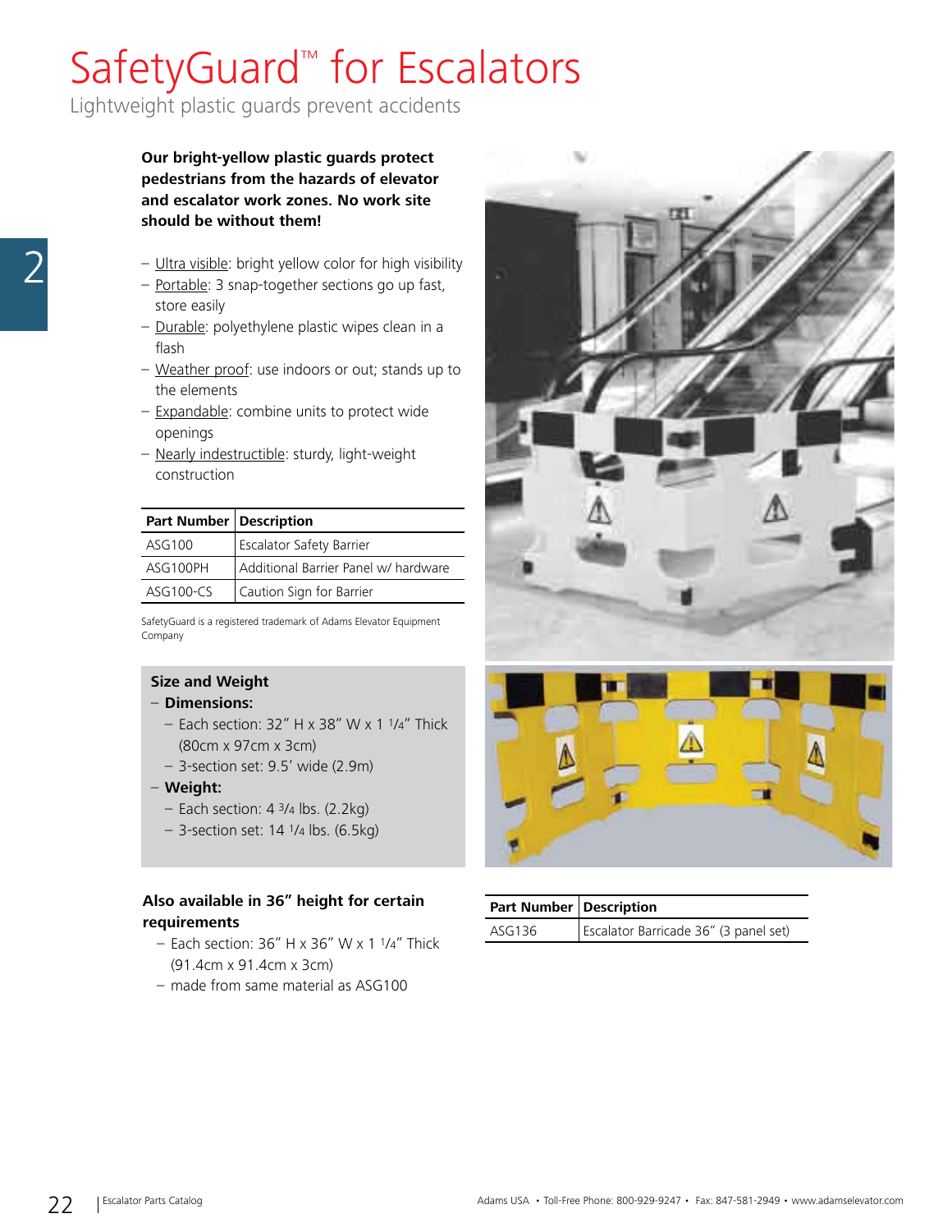# SafetyGuard™ for Escalators

Lightweight plastic guards prevent accidents

**Our bright-yellow plastic guards protect pedestrians from the hazards of elevator and escalator work zones. No work site should be without them!**

- Ultra visible: bright yellow color for high visibility
- Portable: 3 snap-together sections go up fast, store easily
- Durable: polyethylene plastic wipes clean in a flash
- Weather proof: use indoors or out; stands up to the elements
- Expandable: combine units to protect wide openings
- Nearly indestructible: sturdy, light-weight construction

| Part Number | Description |
|---|---|
| ASG100 | Escalator Safety Barrier |
| ASG100PH | Additional Barrier Panel w/ hardware |
| ASG100-CS | Caution Sign for Barrier |

SafetyGuard is a registered trademark of Adams Elevator Equipment Company

**Size and Weight**

- **Dimensions:**
  - Each section: 32" H x 38" W x 1 1/4" Thick (80cm x 97cm x 3cm)
  - 3-section set: 9.5' wide (2.9m)
- **Weight:**
  - Each section: 4 3/4 lbs. (2.2kg)
  - 3-section set: 14 1/4 lbs. (6.5kg)

**Also available in 36" height for certain requirements**

- Each section: 36" H x 36" W x 1 1/4" Thick (91.4cm x 91.4cm x 3cm)
- made from same material as ASG100

| Part Number | Description |
|---|---|
| ASG136 | Escalator Barricade 36" (3 panel set) |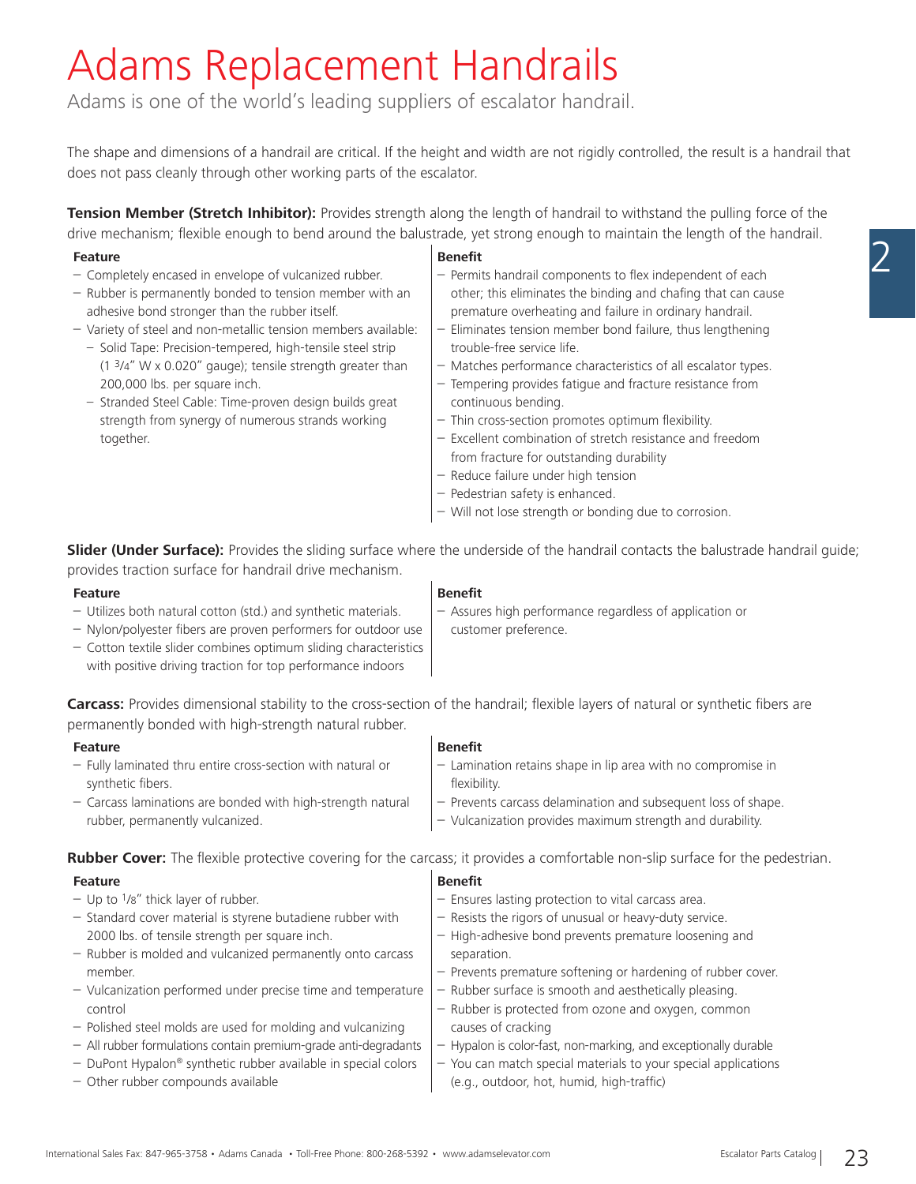# Adams Replacement Handrails

Adams is one of the world's leading suppliers of escalator handrail.

The shape and dimensions of a handrail are critical. If the height and width are not rigidly controlled, the result is a handrail that does not pass cleanly through other working parts of the escalator.

**Tension Member (Stretch Inhibitor):** Provides strength along the length of handrail to withstand the pulling force of the drive mechanism; flexible enough to bend around the balustrade, yet strong enough to maintain the length of the handrail.

| Feature | Benefit |
| --- | --- |
| – Completely encased in envelope of vulcanized rubber.<br>– Rubber is permanently bonded to tension member with an adhesive bond stronger than the rubber itself.<br>– Variety of steel and non-metallic tension members available:<br>  – Solid Tape: Precision-tempered, high-tensile steel strip (1 3/4" W x 0.020" gauge); tensile strength greater than 200,000 lbs. per square inch.<br>  – Stranded Steel Cable: Time-proven design builds great strength from synergy of numerous strands working together. | – Permits handrail components to flex independent of each other; this eliminates the binding and chafing that can cause premature overheating and failure in ordinary handrail.<br>– Eliminates tension member bond failure, thus lengthening trouble-free service life.<br>– Matches performance characteristics of all escalator types.<br>– Tempering provides fatigue and fracture resistance from continuous bending.<br>– Thin cross-section promotes optimum flexibility.<br>– Excellent combination of stretch resistance and freedom from fracture for outstanding durability<br>– Reduce failure under high tension<br>– Pedestrian safety is enhanced.<br>– Will not lose strength or bonding due to corrosion. |

**Slider (Under Surface):** Provides the sliding surface where the underside of the handrail contacts the balustrade handrail guide; provides traction surface for handrail drive mechanism.

| Feature | Benefit |
| --- | --- |
| – Utilizes both natural cotton (std.) and synthetic materials.<br>– Nylon/polyester fibers are proven performers for outdoor use<br>– Cotton textile slider combines optimum sliding characteristics with positive driving traction for top performance indoors | – Assures high performance regardless of application or customer preference. |

**Carcass:** Provides dimensional stability to the cross-section of the handrail; flexible layers of natural or synthetic fibers are permanently bonded with high-strength natural rubber.

| Feature | Benefit |
| --- | --- |
| – Fully laminated thru entire cross-section with natural or synthetic fibers.<br>– Carcass laminations are bonded with high-strength natural rubber, permanently vulcanized. | – Lamination retains shape in lip area with no compromise in flexibility.<br>– Prevents carcass delamination and subsequent loss of shape.<br>– Vulcanization provides maximum strength and durability. |

**Rubber Cover:** The flexible protective covering for the carcass; it provides a comfortable non-slip surface for the pedestrian.

| Feature | Benefit |
| --- | --- |
| – Up to 1/8" thick layer of rubber.<br>– Standard cover material is styrene butadiene rubber with 2000 lbs. of tensile strength per square inch.<br>– Rubber is molded and vulcanized permanently onto carcass member.<br>– Vulcanization performed under precise time and temperature control<br>– Polished steel molds are used for molding and vulcanizing<br>– All rubber formulations contain premium-grade anti-degradants<br>– DuPont Hypalon® synthetic rubber available in special colors<br>– Other rubber compounds available | – Ensures lasting protection to vital carcass area.<br>– Resists the rigors of unusual or heavy-duty service.<br>– High-adhesive bond prevents premature loosening and separation.<br>– Prevents premature softening or hardening of rubber cover.<br>– Rubber surface is smooth and aesthetically pleasing.<br>– Rubber is protected from ozone and oxygen, common causes of cracking<br>– Hypalon is color-fast, non-marking, and exceptionally durable<br>– You can match special materials to your special applications (e.g., outdoor, hot, humid, high-traffic) |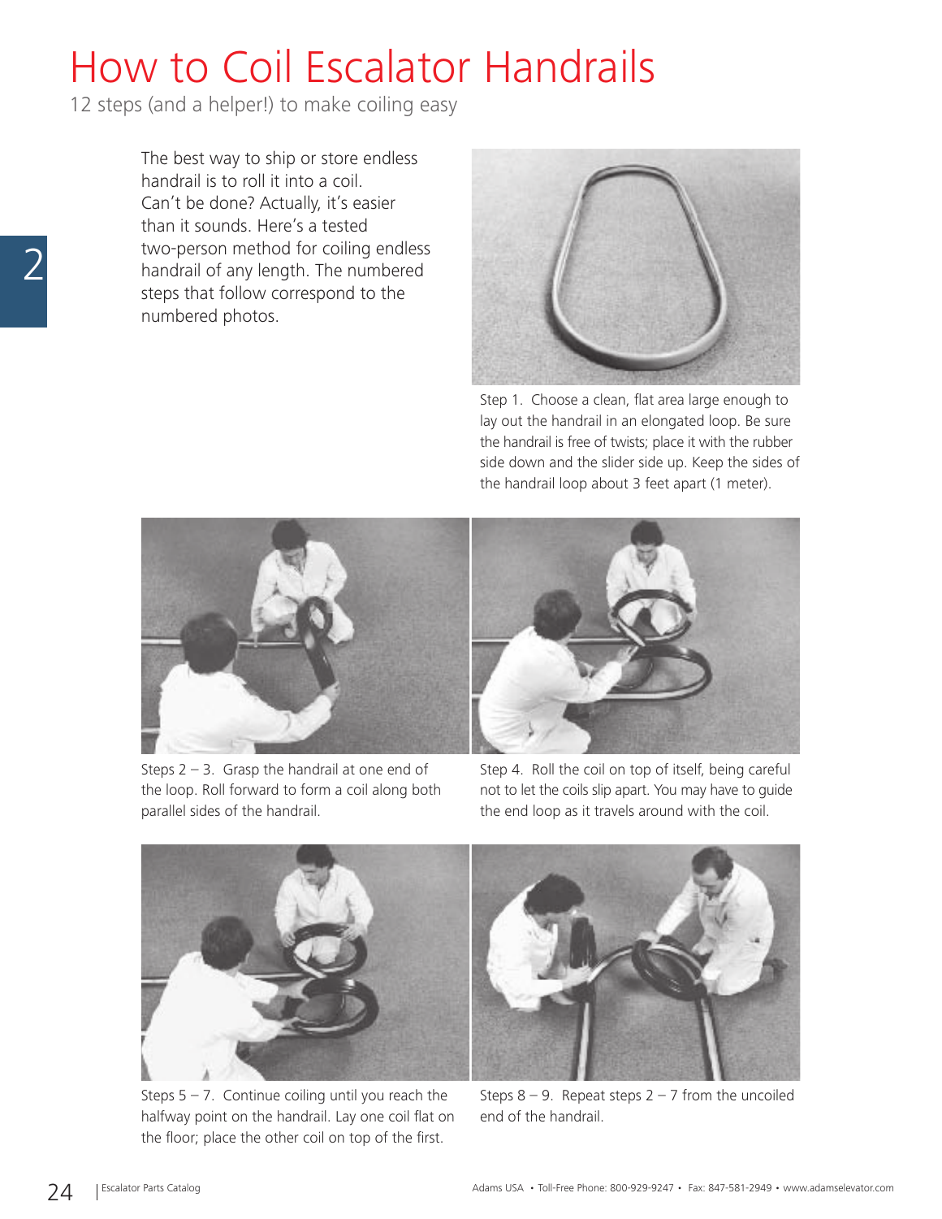# How to Coil Escalator Handrails

12 steps (and a helper!) to make coiling easy

The best way to ship or store endless handrail is to roll it into a coil. Can't be done? Actually, it's easier than it sounds. Here's a tested two-person method for coiling endless handrail of any length. The numbered steps that follow correspond to the numbered photos.

Step 1. Choose a clean, flat area large enough to lay out the handrail in an elongated loop. Be sure the handrail is free of twists; place it with the rubber side down and the slider side up. Keep the sides of the handrail loop about 3 feet apart (1 meter).

Steps 2 – 3. Grasp the handrail at one end of the loop. Roll forward to form a coil along both parallel sides of the handrail.

Step 4. Roll the coil on top of itself, being careful not to let the coils slip apart. You may have to guide the end loop as it travels around with the coil.

Steps 5 – 7. Continue coiling until you reach the halfway point on the handrail. Lay one coil flat on the floor; place the other coil on top of the first.

Steps 8 – 9. Repeat steps 2 – 7 from the uncoiled end of the handrail.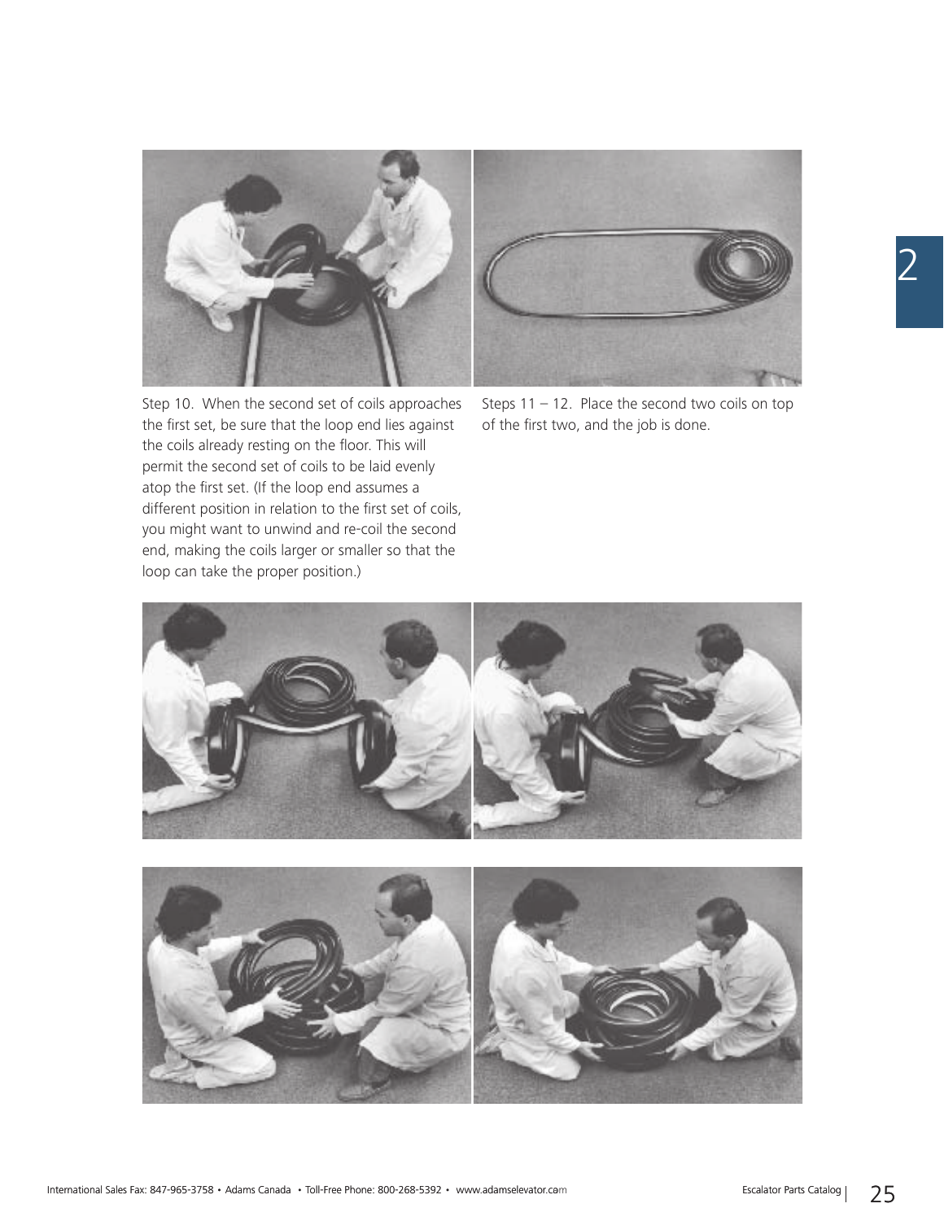Step 10. When the second set of coils approaches the first set, be sure that the loop end lies against the coils already resting on the floor. This will permit the second set of coils to be laid evenly atop the first set. (If the loop end assumes a different position in relation to the first set of coils, you might want to unwind and re-coil the second end, making the coils larger or smaller so that the loop can take the proper position.)

Steps 11 – 12. Place the second two coils on top of the first two, and the job is done.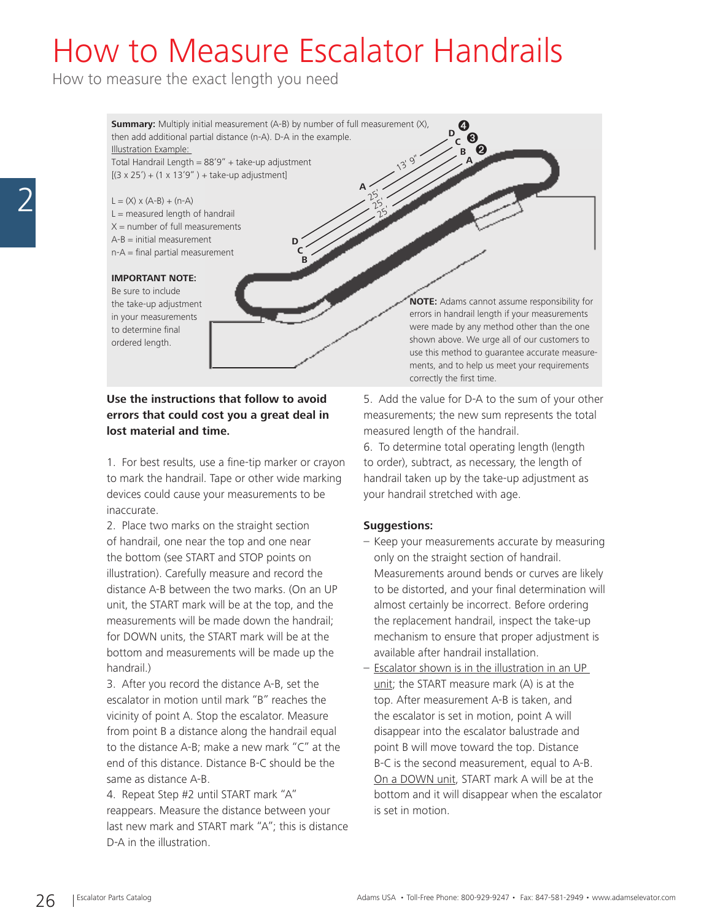# How to Measure Escalator Handrails

How to measure the exact length you need

**Summary:** Multiply initial measurement (A-B) by number of full measurement (X), then add additional partial distance (n-A). D-A in the example.

Illustration Example:

Total Handrail Length = 88'9" + take-up adjustment

[(3 x 25') + (1 x 13'9") + take-up adjustment]

L = (X) x (A-B) + (n-A)

L = measured length of handrail

X = number of full measurements

A-B = initial measurement

n-A = final partial measurement

**IMPORTANT NOTE:**

Be sure to include the take-up adjustment in your measurements to determine final ordered length.

**NOTE:** Adams cannot assume responsibility for errors in handrail length if your measurements were made by any method other than the one shown above. We urge all of our customers to use this method to guarantee accurate measurements, and to help us meet your requirements correctly the first time.

**Use the instructions that follow to avoid errors that could cost you a great deal in lost material and time.**

1. For best results, use a fine-tip marker or crayon to mark the handrail. Tape or other wide marking devices could cause your measurements to be inaccurate.
2. Place two marks on the straight section of handrail, one near the top and one near the bottom (see START and STOP points on illustration). Carefully measure and record the distance A-B between the two marks. (On an UP unit, the START mark will be at the top, and the measurements will be made down the handrail; for DOWN units, the START mark will be at the bottom and measurements will be made up the handrail.)
3. After you record the distance A-B, set the escalator in motion until mark "B" reaches the vicinity of point A. Stop the escalator. Measure from point B a distance along the handrail equal to the distance A-B; make a new mark "C" at the end of this distance. Distance B-C should be the same as distance A-B.
4. Repeat Step #2 until START mark "A" reappears. Measure the distance between your last new mark and START mark "A"; this is distance D-A in the illustration.
5. Add the value for D-A to the sum of your other measurements; the new sum represents the total measured length of the handrail.
6. To determine total operating length (length to order), subtract, as necessary, the length of handrail taken up by the take-up adjustment as your handrail stretched with age.

**Suggestions:**

- Keep your measurements accurate by measuring only on the straight section of handrail. Measurements around bends or curves are likely to be distorted, and your final determination will almost certainly be incorrect. Before ordering the replacement handrail, inspect the take-up mechanism to ensure that proper adjustment is available after handrail installation.
- Escalator shown is in the illustration in an UP unit; the START measure mark (A) is at the top. After measurement A-B is taken, and the escalator is set in motion, point A will disappear into the escalator balustrade and point B will move toward the top. Distance B-C is the second measurement, equal to A-B. On a DOWN unit, START mark A will be at the bottom and it will disappear when the escalator is set in motion.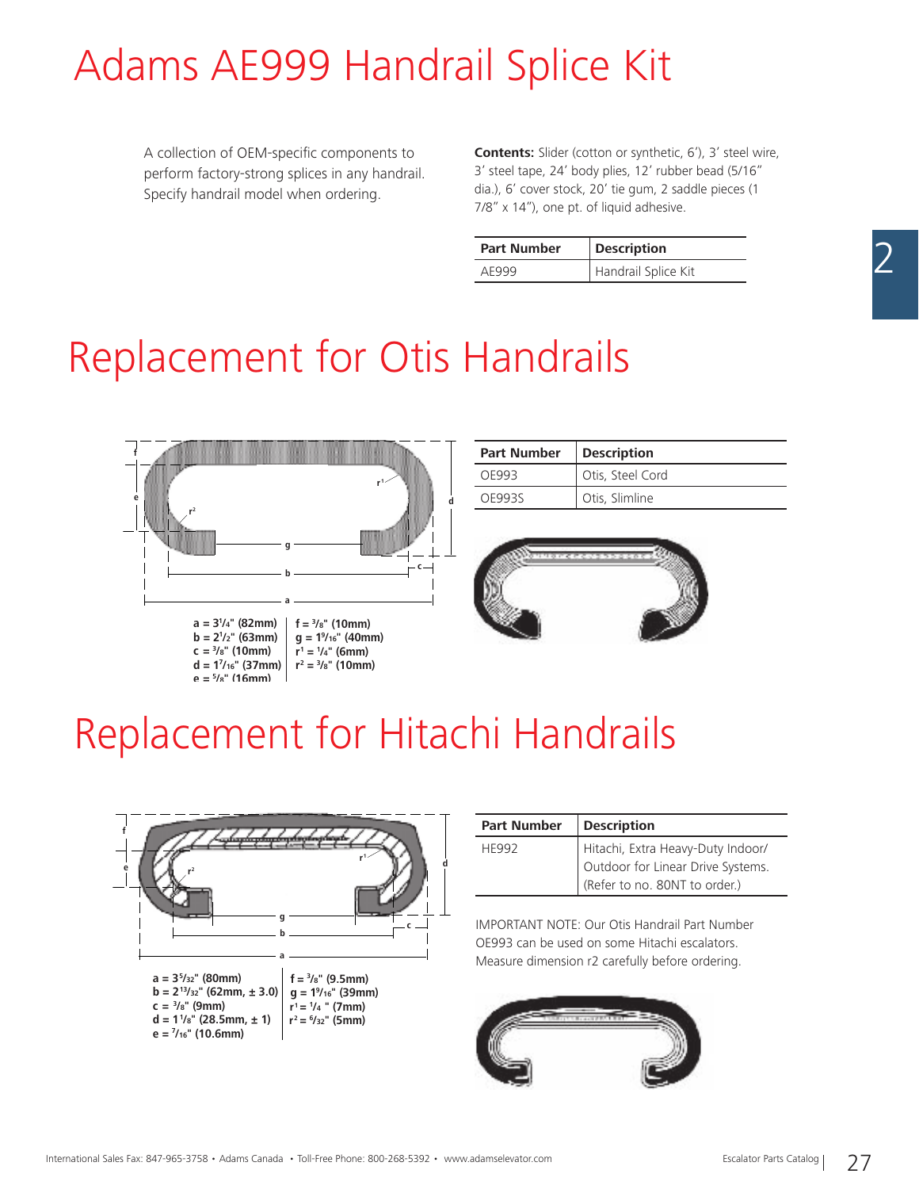# Adams AE999 Handrail Splice Kit

A collection of OEM-specific components to perform factory-strong splices in any handrail. Specify handrail model when ordering.

**Contents:** Slider (cotton or synthetic, 6'), 3' steel wire, 3' steel tape, 24' body plies, 12' rubber bead (5/16" dia.), 6' cover stock, 20' tie gum, 2 saddle pieces (1 7/8" x 14"), one pt. of liquid adhesive.

| Part Number | Description |
|---|---|
| AE999 | Handrail Splice Kit |

# Replacement for Otis Handrails

a = 3¼" (82mm)
b = 2½" (63mm)
c = ⅜" (10mm)
d = 1⁷⁄₁₆" (37mm)
e = ⅝" (16mm)
f = ⅜" (10mm)
g = 1⁹⁄₁₆" (40mm)
r1 = ¼" (6mm)
r2 = ⅜" (10mm)

| Part Number | Description |
|---|---|
| OE993 | Otis, Steel Cord |
| OE993S | Otis, Slimline |

# Replacement for Hitachi Handrails

a = 3⁵⁄₃₂" (80mm)
b = 2¹³⁄₃₂" (62mm, ± 3.0)
c = ⅜" (9mm)
d = 1⅛" (28.5mm, ± 1)
e = ⁷⁄₁₆" (10.6mm)
f = ⅜" (9.5mm)
g = 1⁹⁄₁₆" (39mm)
r1 = ¼" (7mm)
r2 = ⁶⁄₃₂" (5mm)

| Part Number | Description |
|---|---|
| HE992 | Hitachi, Extra Heavy-Duty Indoor/ Outdoor for Linear Drive Systems. (Refer to no. 80NT to order.) |

IMPORTANT NOTE: Our Otis Handrail Part Number OE993 can be used on some Hitachi escalators. Measure dimension r2 carefully before ordering.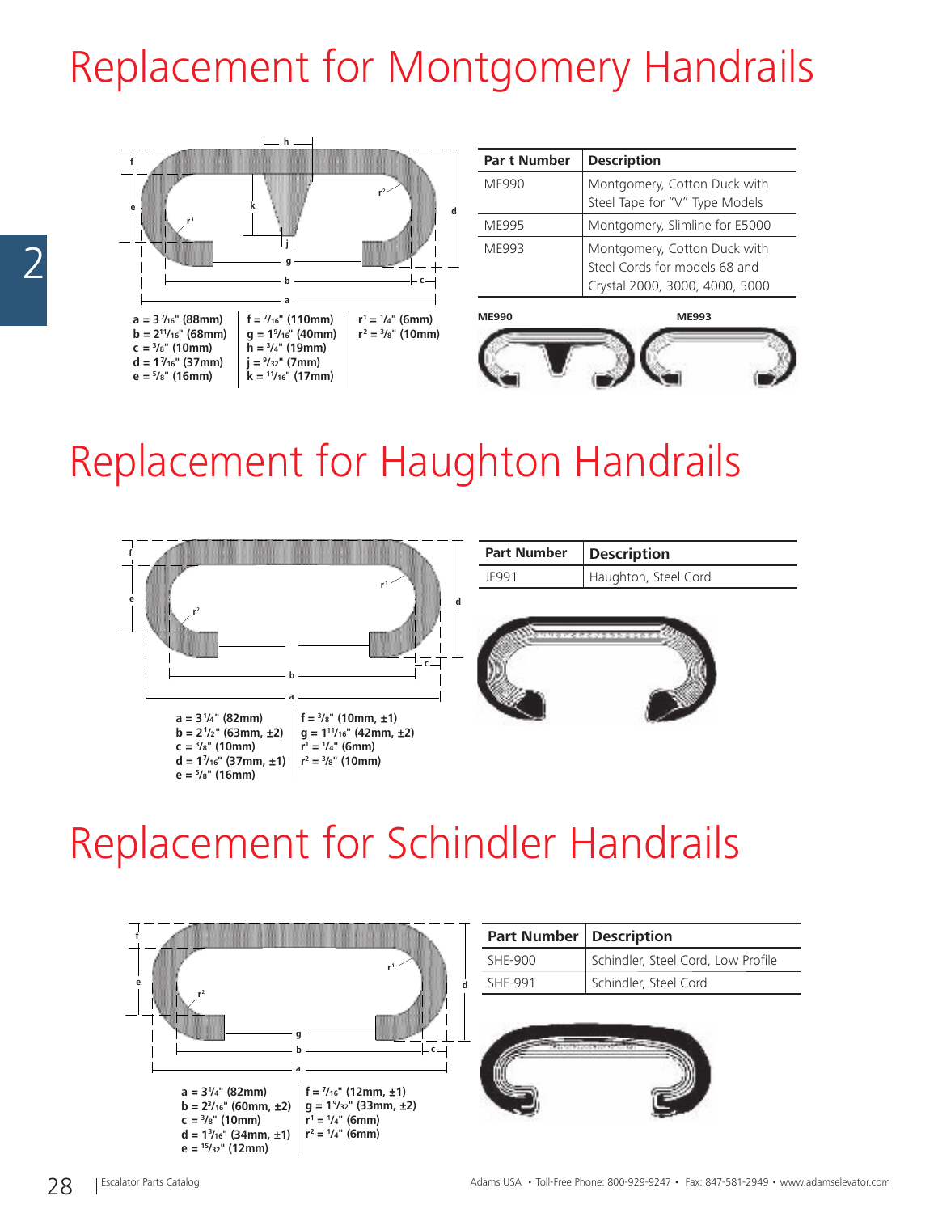# Replacement for Montgomery Handrails

a = 3 7/16" (88mm)
b = 2 11/16" (68mm)
c = 3/8" (10mm)
d = 1 7/16" (37mm)
e = 5/8" (16mm)

f = 7/16" (110mm)
g = 1 9/16" (40mm)
h = 3/4" (19mm)
j = 9/32" (7mm)
k = 11/16" (17mm)

$r^1$ = 1/4" (6mm)
$r^2$ = 3/8" (10mm)

| Par t Number | Description |
|---|---|
| ME990 | Montgomery, Cotton Duck with Steel Tape for "V" Type Models |
| ME995 | Montgomery, Slimline for E5000 |
| ME993 | Montgomery, Cotton Duck with Steel Cords for models 68 and Crystal 2000, 3000, 4000, 5000 |

ME990

ME993

# Replacement for Haughton Handrails

a = 3 1/4" (82mm)
b = 2 1/2" (63mm, ±2)
c = 3/8" (10mm)
d = 1 7/16" (37mm, ±1)
e = 5/8" (16mm)

f = 3/8" (10mm, ±1)
g = 1 11/16" (42mm, ±2)
$r^1$ = 1/4" (6mm)
$r^2$ = 3/8" (10mm)

| Part Number | Description |
|---|---|
| JE991 | Haughton, Steel Cord |

# Replacement for Schindler Handrails

a = 3 1/4" (82mm)
b = 2 3/16" (60mm, ±2)
c = 3/8" (10mm)
d = 1 3/16" (34mm, ±1)
e = 15/32" (12mm)

f = 7/16" (12mm, ±1)
g = 1 9/32" (33mm, ±2)
$r^1$ = 1/4" (6mm)
$r^2$ = 1/4" (6mm)

| Part Number | Description |
|---|---|
| SHE-900 | Schindler, Steel Cord, Low Profile |
| SHE-991 | Schindler, Steel Cord |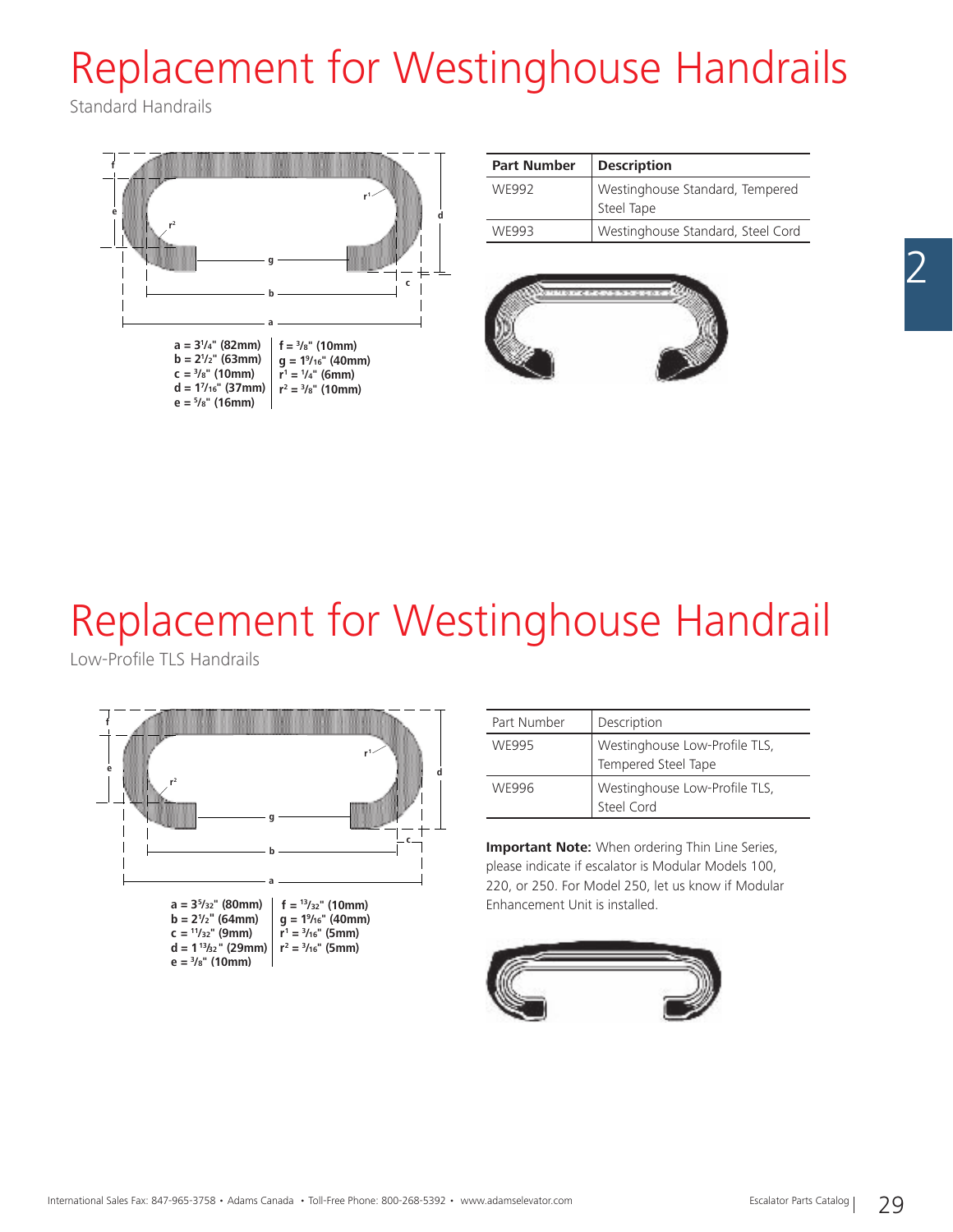# Replacement for Westinghouse Handrails

Standard Handrails

a = 3¹/₄" (82mm)
b = 2¹/₂" (63mm)
c = ³/₈" (10mm)
d = 1⁷/₁₆" (37mm)
e = ⁵/₈" (16mm)
f = ³/₈" (10mm)
g = 1⁹/₁₆" (40mm)
r[1] = ¹/₄" (6mm)
r[2] = ³/₈" (10mm)

| Part Number | Description |
|---|---|
| WE992 | Westinghouse Standard, Tempered Steel Tape |
| WE993 | Westinghouse Standard, Steel Cord |

# Replacement for Westinghouse Handrail

Low-Profile TLS Handrails

a = 3⁵/₃₂" (80mm)
b = 2¹/₂" (64mm)
c = ¹¹/₃₂" (9mm)
d = 1 ¹³/₃₂" (29mm)
e = ³/₈" (10mm)
f = ¹³/₃₂" (10mm)
g = 1⁹/₁₆" (40mm)
r[1] = ³/₁₆" (5mm)
r[2] = ³/₁₆" (5mm)

| Part Number | Description |
|---|---|
| WE995 | Westinghouse Low-Profile TLS, Tempered Steel Tape |
| WE996 | Westinghouse Low-Profile TLS, Steel Cord |

**Important Note:** When ordering Thin Line Series, please indicate if escalator is Modular Models 100, 220, or 250. For Model 250, let us know if Modular Enhancement Unit is installed.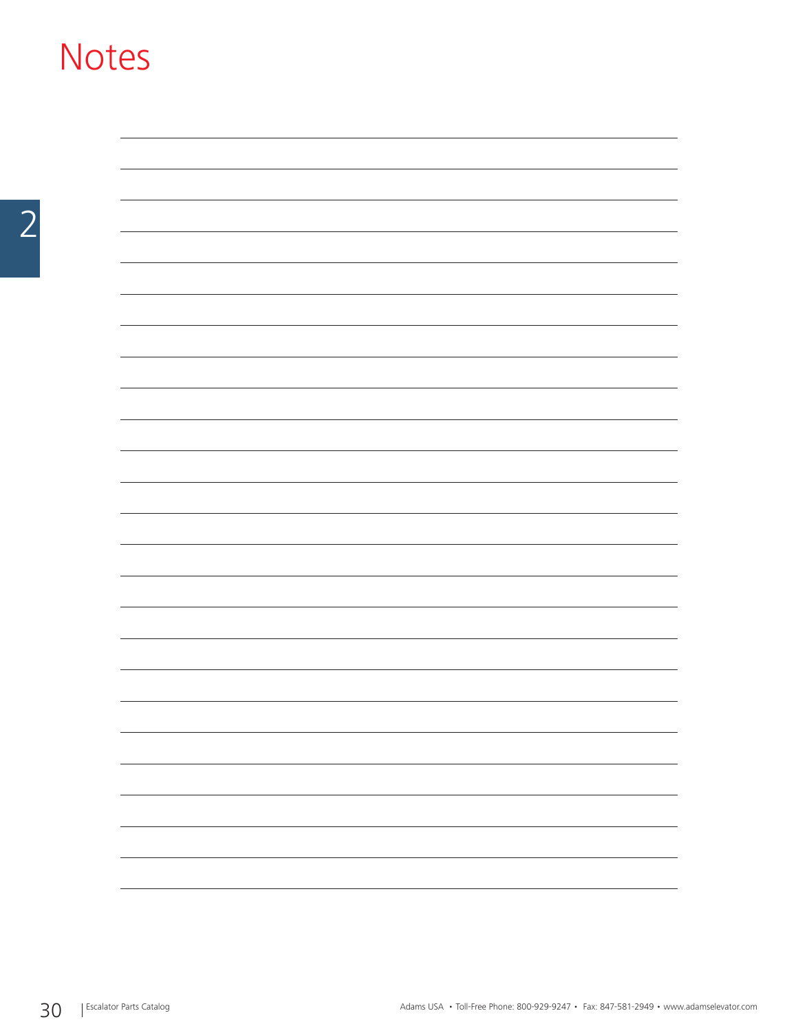# Notes